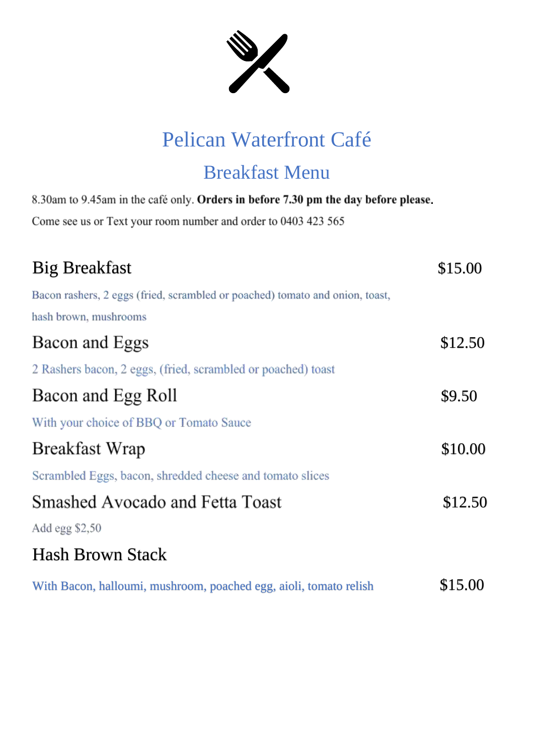# Pelican Waterfront Café

## Breakfast Menu

8.30am to 9.45am in the café only. **Orders in before 7.30 pm the day before please.**

Come see us or Text your room number and order to 0403 423 565

### Big Breakfast — $15.00

Bacon rashers, 2 eggs (fried, scrambled or poached) tomato and onion, toast, hash brown, mushrooms

### Bacon and Eggs — $12.50

2 Rashers bacon, 2 eggs, (fried, scrambled or poached) toast

### Bacon and Egg Roll — $9.50

With your choice of BBQ or Tomato Sauce

### Breakfast Wrap — $10.00

Scrambled Eggs, bacon, shredded cheese and tomato slices

### Smashed Avocado and Fetta Toast — $12.50

Add egg $2,50

### Hash Brown Stack — $15.00

With Bacon, halloumi, mushroom, poached egg, aioli, tomato relish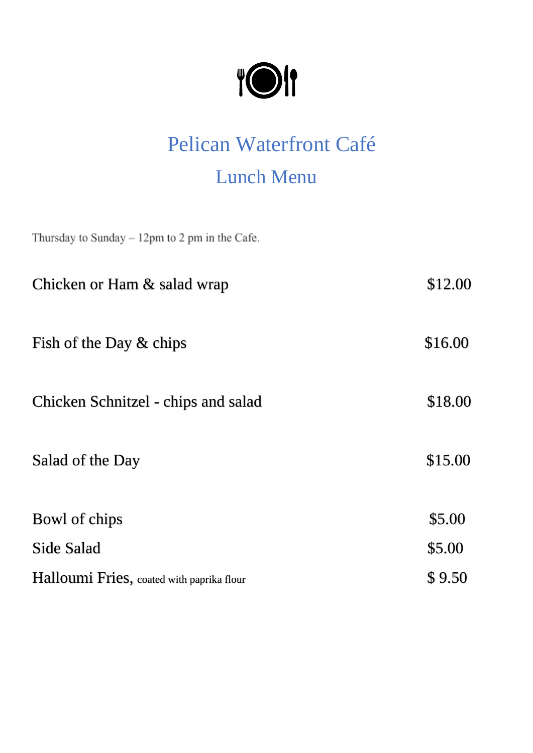# Pelican Waterfront Café

## Lunch Menu

Thursday to Sunday – 12pm to 2 pm in the Cafe.

| Item | Price |
| --- | --- |
| Chicken or Ham & salad wrap | $12.00 |
| Fish of the Day & chips | $16.00 |
| Chicken Schnitzel - chips and salad | $18.00 |
| Salad of the Day | $15.00 |
| Bowl of chips | $5.00 |
| Side Salad | $5.00 |
| Halloumi Fries, coated with paprika flour | $ 9.50 |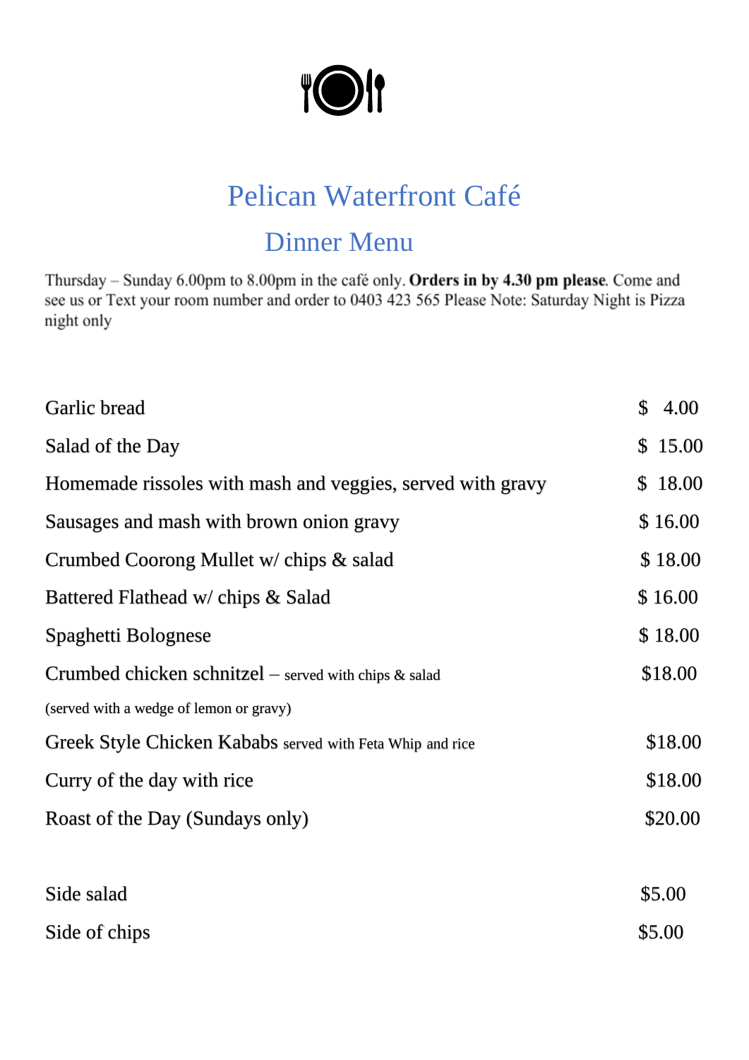# Pelican Waterfront Café

## Dinner Menu

Thursday – Sunday 6.00pm to 8.00pm in the café only. **Orders in by 4.30 pm please**. Come and see us or Text your room number and order to 0403 423 565 Please Note: Saturday Night is Pizza night only

| | |
|---|---|
| Garlic bread | $ 4.00 |
| Salad of the Day | $ 15.00 |
| Homemade rissoles with mash and veggies, served with gravy | $ 18.00 |
| Sausages and mash with brown onion gravy | $ 16.00 |
| Crumbed Coorong Mullet w/ chips & salad | $ 18.00 |
| Battered Flathead w/ chips & Salad | $ 16.00 |
| Spaghetti Bolognese | $ 18.00 |
| Crumbed chicken schnitzel – served with chips & salad (served with a wedge of lemon or gravy) | $18.00 |
| Greek Style Chicken Kababs served with Feta Whip and rice | $18.00 |
| Curry of the day with rice | $18.00 |
| Roast of the Day (Sundays only) | $20.00 |

| | |
|---|---|
| Side salad | $5.00 |
| Side of chips | $5.00 |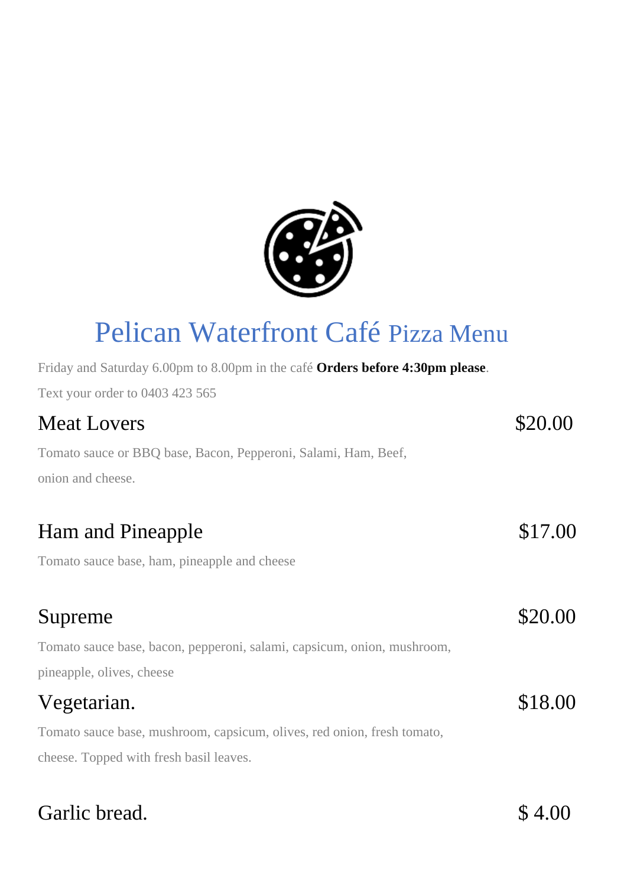# Pelican Waterfront Café Pizza Menu

Friday and Saturday 6.00pm to 8.00pm in the café **Orders before 4:30pm please**.

Text your order to 0403 423 565

## Meat Lovers $20.00

Tomato sauce or BBQ base, Bacon, Pepperoni, Salami, Ham, Beef, onion and cheese.

## Ham and Pineapple $17.00

Tomato sauce base, ham, pineapple and cheese

## Supreme $20.00

Tomato sauce base, bacon, pepperoni, salami, capsicum, onion, mushroom, pineapple, olives, cheese

## Vegetarian. $18.00

Tomato sauce base, mushroom, capsicum, olives, red onion, fresh tomato, cheese. Topped with fresh basil leaves.

## Garlic bread. $ 4.00